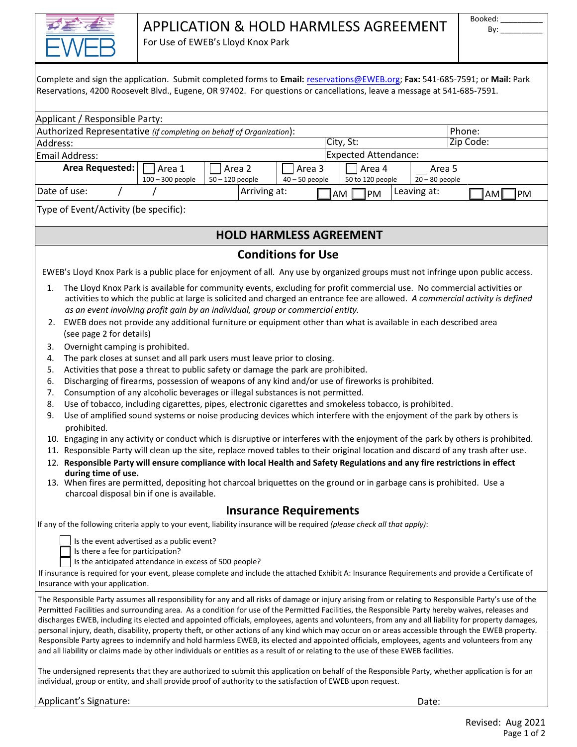# APPLICATION & HOLD HARMLESS AGREEMENT

For Use of EWEB's Lloyd Knox Park

Booked: _________
By: _________

Complete and sign the application. Submit completed forms to **Email:** reservations@EWEB.org; **Fax:** 541-685-7591; or **Mail:** Park Reservations, 4200 Roosevelt Blvd., Eugene, OR 97402. For questions or cancellations, leave a message at 541-685-7591.

| | | | | | |
|---|---|---|---|---|---|
| Applicant / Responsible Party: | | | | | |
| Authorized Representative *(if completing on behalf of Organization)*: | | | | | Phone: |
| Address: | | | City, St: | | Zip Code: |
| Email Address: | | | Expected Attendance: | | |
| **Area Requested:** | ☐ Area 1 100 – 300 people | ☐ Area 2 50 – 120 people | ☐ Area 3 40 – 50 people | ☐ Area 4 50 to 120 people | __ Area 5 20 – 80 people |
| Date of use: / / | | Arriving at: ☐AM ☐PM | | Leaving at: ☐AM ☐PM | |
| Type of Event/Activity (be specific): | | | | | |

## HOLD HARMLESS AGREEMENT

### Conditions for Use

EWEB's Lloyd Knox Park is a public place for enjoyment of all. Any use by organized groups must not infringe upon public access.

1. The Lloyd Knox Park is available for community events, excluding for profit commercial use. No commercial activities or activities to which the public at large is solicited and charged an entrance fee are allowed. *A commercial activity is defined as an event involving profit gain by an individual, group or commercial entity.*
2. EWEB does not provide any additional furniture or equipment other than what is available in each described area (see page 2 for details)
3. Overnight camping is prohibited.
4. The park closes at sunset and all park users must leave prior to closing.
5. Activities that pose a threat to public safety or damage the park are prohibited.
6. Discharging of firearms, possession of weapons of any kind and/or use of fireworks is prohibited.
7. Consumption of any alcoholic beverages or illegal substances is not permitted.
8. Use of tobacco, including cigarettes, pipes, electronic cigarettes and smokeless tobacco, is prohibited.
9. Use of amplified sound systems or noise producing devices which interfere with the enjoyment of the park by others is prohibited.
10. Engaging in any activity or conduct which is disruptive or interferes with the enjoyment of the park by others is prohibited.
11. Responsible Party will clean up the site, replace moved tables to their original location and discard of any trash after use.
12. **Responsible Party will ensure compliance with local Health and Safety Regulations and any fire restrictions in effect during time of use.**
13. When fires are permitted, depositing hot charcoal briquettes on the ground or in garbage cans is prohibited. Use a charcoal disposal bin if one is available.

### Insurance Requirements

If any of the following criteria apply to your event, liability insurance will be required *(please check all that apply)*:

- ☐ Is the event advertised as a public event?
- ☐ Is there a fee for participation?
- ☐ Is the anticipated attendance in excess of 500 people?

If insurance is required for your event, please complete and include the attached Exhibit A: Insurance Requirements and provide a Certificate of Insurance with your application.

The Responsible Party assumes all responsibility for any and all risks of damage or injury arising from or relating to Responsible Party's use of the Permitted Facilities and surrounding area. As a condition for use of the Permitted Facilities, the Responsible Party hereby waives, releases and discharges EWEB, including its elected and appointed officials, employees, agents and volunteers, from any and all liability for property damages, personal injury, death, disability, property theft, or other actions of any kind which may occur on or areas accessible through the EWEB property. Responsible Party agrees to indemnify and hold harmless EWEB, its elected and appointed officials, employees, agents and volunteers from any and all liability or claims made by other individuals or entities as a result of or relating to the use of these EWEB facilities.

The undersigned represents that they are authorized to submit this application on behalf of the Responsible Party, whether application is for an individual, group or entity, and shall provide proof of authority to the satisfaction of EWEB upon request.

Applicant's Signature: Date:

Revised: Aug 2021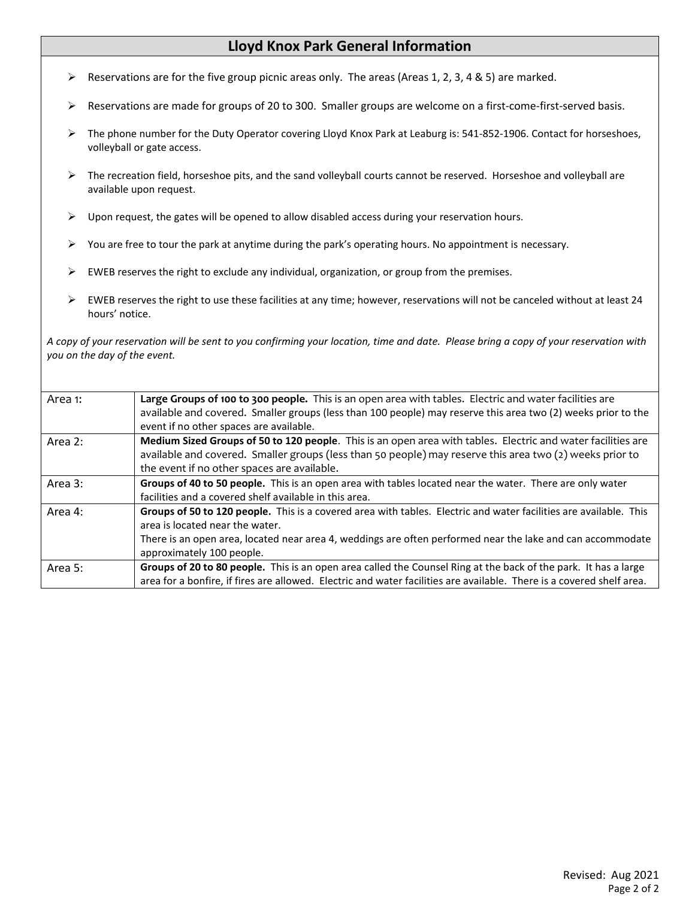# Lloyd Knox Park General Information

- Reservations are for the five group picnic areas only. The areas (Areas 1, 2, 3, 4 & 5) are marked.
- Reservations are made for groups of 20 to 300. Smaller groups are welcome on a first-come-first-served basis.
- The phone number for the Duty Operator covering Lloyd Knox Park at Leaburg is: 541-852-1906. Contact for horseshoes, volleyball or gate access.
- The recreation field, horseshoe pits, and the sand volleyball courts cannot be reserved. Horseshoe and volleyball are available upon request.
- Upon request, the gates will be opened to allow disabled access during your reservation hours.
- You are free to tour the park at anytime during the park's operating hours. No appointment is necessary.
- EWEB reserves the right to exclude any individual, organization, or group from the premises.
- EWEB reserves the right to use these facilities at any time; however, reservations will not be canceled without at least 24 hours' notice.

*A copy of your reservation will be sent to you confirming your location, time and date. Please bring a copy of your reservation with you on the day of the event.*

| Area | Description |
|---|---|
| Area 1: | **Large Groups of 100 to 300 people.** This is an open area with tables. Electric and water facilities are available and covered. Smaller groups (less than 100 people) may reserve this area two (2) weeks prior to the event if no other spaces are available. |
| Area 2: | **Medium Sized Groups of 50 to 120 people**. This is an open area with tables. Electric and water facilities are available and covered. Smaller groups (less than 50 people) may reserve this area two (2) weeks prior to the event if no other spaces are available. |
| Area 3: | **Groups of 40 to 50 people.** This is an open area with tables located near the water. There are only water facilities and a covered shelf available in this area. |
| Area 4: | **Groups of 50 to 120 people.** This is a covered area with tables. Electric and water facilities are available. This area is located near the water.<br>There is an open area, located near area 4, weddings are often performed near the lake and can accommodate approximately 100 people. |
| Area 5: | **Groups of 20 to 80 people.** This is an open area called the Counsel Ring at the back of the park. It has a large area for a bonfire, if fires are allowed. Electric and water facilities are available. There is a covered shelf area. |

Revised: Aug 2021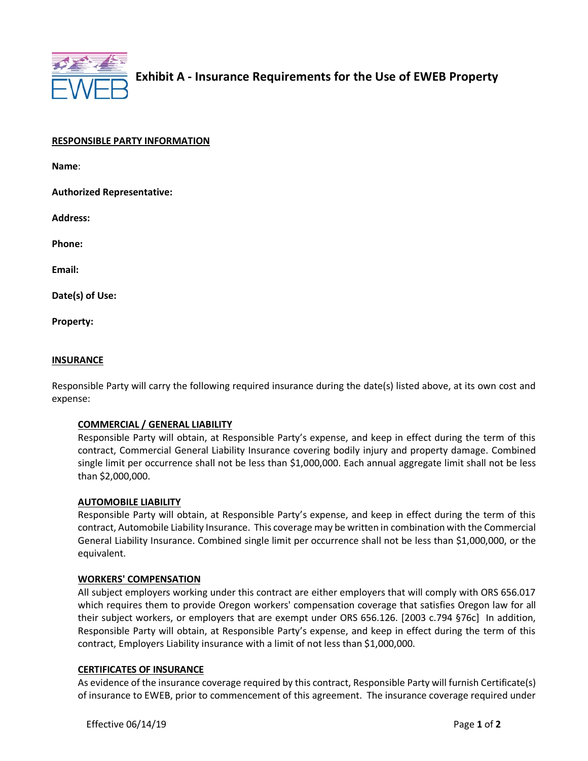# Exhibit A - Insurance Requirements for the Use of EWEB Property

**RESPONSIBLE PARTY INFORMATION**

**Name**:

**Authorized Representative:**

**Address:**

**Phone:**

**Email:**

**Date(s) of Use:**

**Property:**

**INSURANCE**

Responsible Party will carry the following required insurance during the date(s) listed above, at its own cost and expense:

**COMMERCIAL / GENERAL LIABILITY**
Responsible Party will obtain, at Responsible Party's expense, and keep in effect during the term of this contract, Commercial General Liability Insurance covering bodily injury and property damage. Combined single limit per occurrence shall not be less than $1,000,000. Each annual aggregate limit shall not be less than $2,000,000.

**AUTOMOBILE LIABILITY**
Responsible Party will obtain, at Responsible Party's expense, and keep in effect during the term of this contract, Automobile Liability Insurance. This coverage may be written in combination with the Commercial General Liability Insurance. Combined single limit per occurrence shall not be less than $1,000,000, or the equivalent.

**WORKERS' COMPENSATION**
All subject employers working under this contract are either employers that will comply with ORS 656.017 which requires them to provide Oregon workers' compensation coverage that satisfies Oregon law for all their subject workers, or employers that are exempt under ORS 656.126. [2003 c.794 §76c] In addition, Responsible Party will obtain, at Responsible Party's expense, and keep in effect during the term of this contract, Employers Liability insurance with a limit of not less than $1,000,000.

**CERTIFICATES OF INSURANCE**
As evidence of the insurance coverage required by this contract, Responsible Party will furnish Certificate(s) of insurance to EWEB, prior to commencement of this agreement. The insurance coverage required under

Effective 06/14/19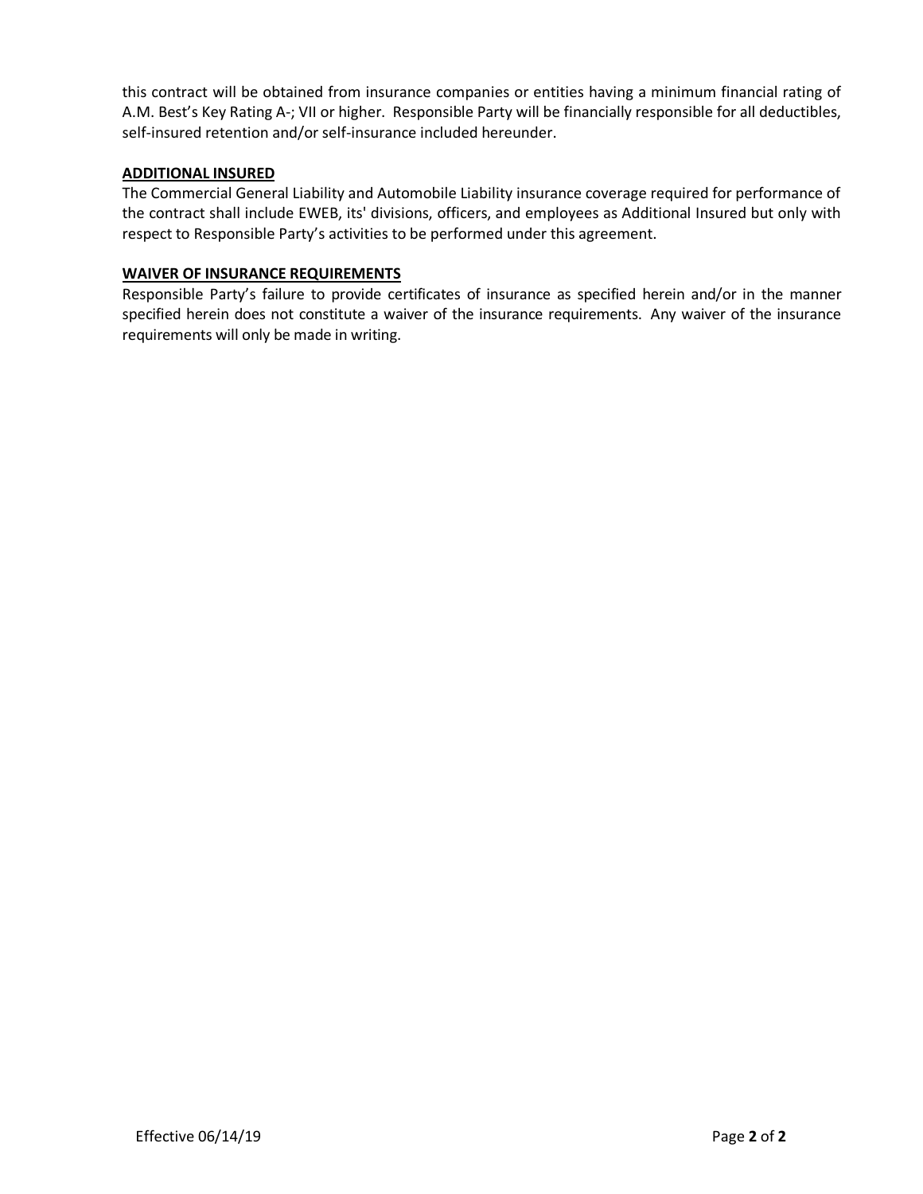this contract will be obtained from insurance companies or entities having a minimum financial rating of A.M. Best's Key Rating A-; VII or higher. Responsible Party will be financially responsible for all deductibles, self-insured retention and/or self-insurance included hereunder.

**ADDITIONAL INSURED**

The Commercial General Liability and Automobile Liability insurance coverage required for performance of the contract shall include EWEB, its' divisions, officers, and employees as Additional Insured but only with respect to Responsible Party's activities to be performed under this agreement.

**WAIVER OF INSURANCE REQUIREMENTS**

Responsible Party's failure to provide certificates of insurance as specified herein and/or in the manner specified herein does not constitute a waiver of the insurance requirements. Any waiver of the insurance requirements will only be made in writing.

Effective 06/14/19